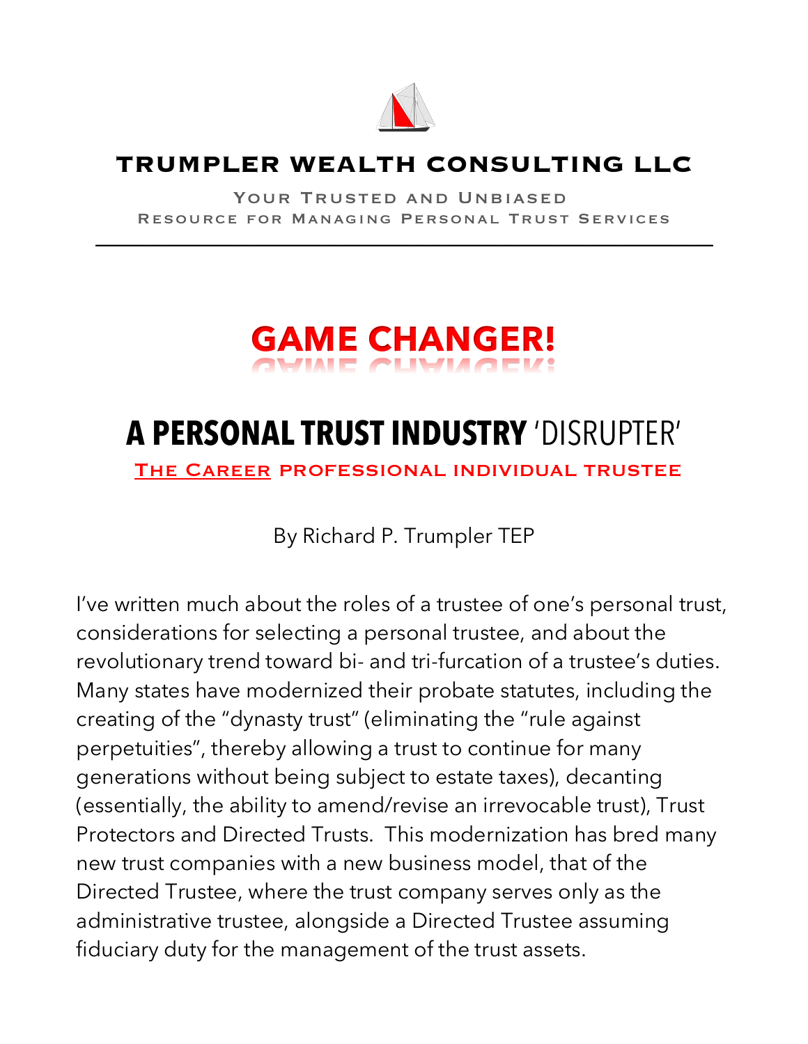**TRUMPLER WEALTH CONSULTING LLC**

YOUR TRUSTED AND UNBIASED
RESOURCE FOR MANAGING PERSONAL TRUST SERVICES

---

# GAME CHANGER!

## A PERSONAL TRUST INDUSTRY 'DISRUPTER'

### THE CAREER PROFESSIONAL INDIVIDUAL TRUSTEE

By Richard P. Trumpler TEP

I've written much about the roles of a trustee of one's personal trust, considerations for selecting a personal trustee, and about the revolutionary trend toward bi- and tri-furcation of a trustee's duties. Many states have modernized their probate statutes, including the creating of the "dynasty trust" (eliminating the "rule against perpetuities", thereby allowing a trust to continue for many generations without being subject to estate taxes), decanting (essentially, the ability to amend/revise an irrevocable trust), Trust Protectors and Directed Trusts. This modernization has bred many new trust companies with a new business model, that of the Directed Trustee, where the trust company serves only as the administrative trustee, alongside a Directed Trustee assuming fiduciary duty for the management of the trust assets.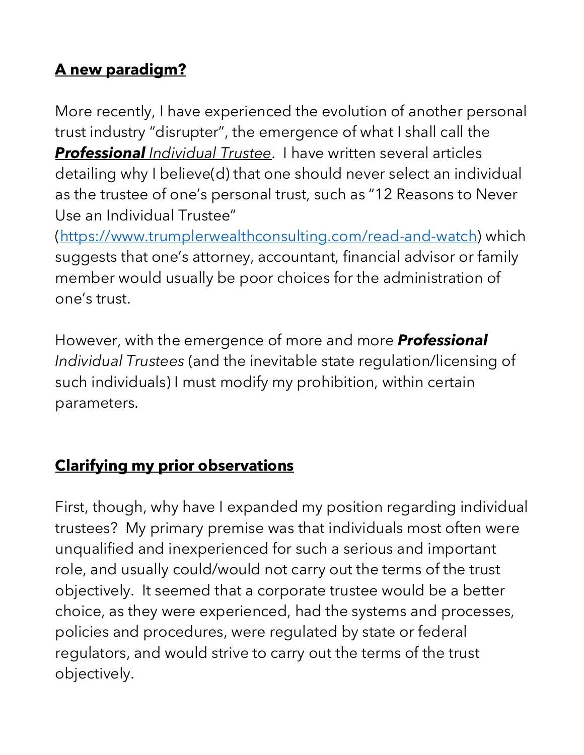## **A new paradigm?**

More recently, I have experienced the evolution of another personal trust industry "disrupter", the emergence of what I shall call the ***Professional*** *Individual Trustee*. I have written several articles detailing why I believe(d) that one should never select an individual as the trustee of one's personal trust, such as "12 Reasons to Never Use an Individual Trustee" (https://www.trumplerwealthconsulting.com/read-and-watch) which suggests that one's attorney, accountant, financial advisor or family member would usually be poor choices for the administration of one's trust.

However, with the emergence of more and more ***Professional*** *Individual Trustees* (and the inevitable state regulation/licensing of such individuals) I must modify my prohibition, within certain parameters.

## **Clarifying my prior observations**

First, though, why have I expanded my position regarding individual trustees? My primary premise was that individuals most often were unqualified and inexperienced for such a serious and important role, and usually could/would not carry out the terms of the trust objectively. It seemed that a corporate trustee would be a better choice, as they were experienced, had the systems and processes, policies and procedures, were regulated by state or federal regulators, and would strive to carry out the terms of the trust objectively.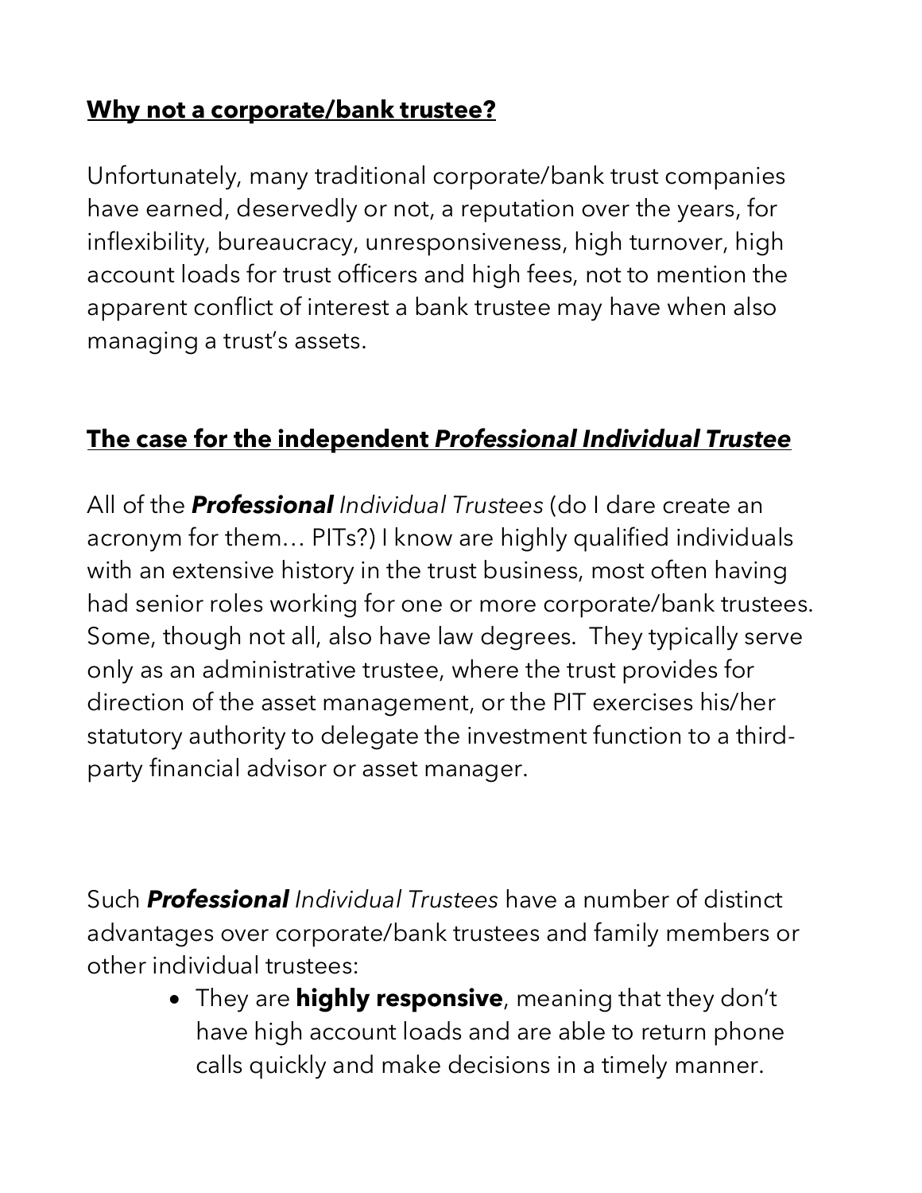## **Why not a corporate/bank trustee?**

Unfortunately, many traditional corporate/bank trust companies have earned, deservedly or not, a reputation over the years, for inflexibility, bureaucracy, unresponsiveness, high turnover, high account loads for trust officers and high fees, not to mention the apparent conflict of interest a bank trustee may have when also managing a trust's assets.

## **The case for the independent *Professional Individual Trustee***

All of the ***Professional*** *Individual Trustees* (do I dare create an acronym for them… PITs?) I know are highly qualified individuals with an extensive history in the trust business, most often having had senior roles working for one or more corporate/bank trustees. Some, though not all, also have law degrees. They typically serve only as an administrative trustee, where the trust provides for direction of the asset management, or the PIT exercises his/her statutory authority to delegate the investment function to a third-party financial advisor or asset manager.

Such ***Professional*** *Individual Trustees* have a number of distinct advantages over corporate/bank trustees and family members or other individual trustees:

- They are **highly responsive**, meaning that they don't have high account loads and are able to return phone calls quickly and make decisions in a timely manner.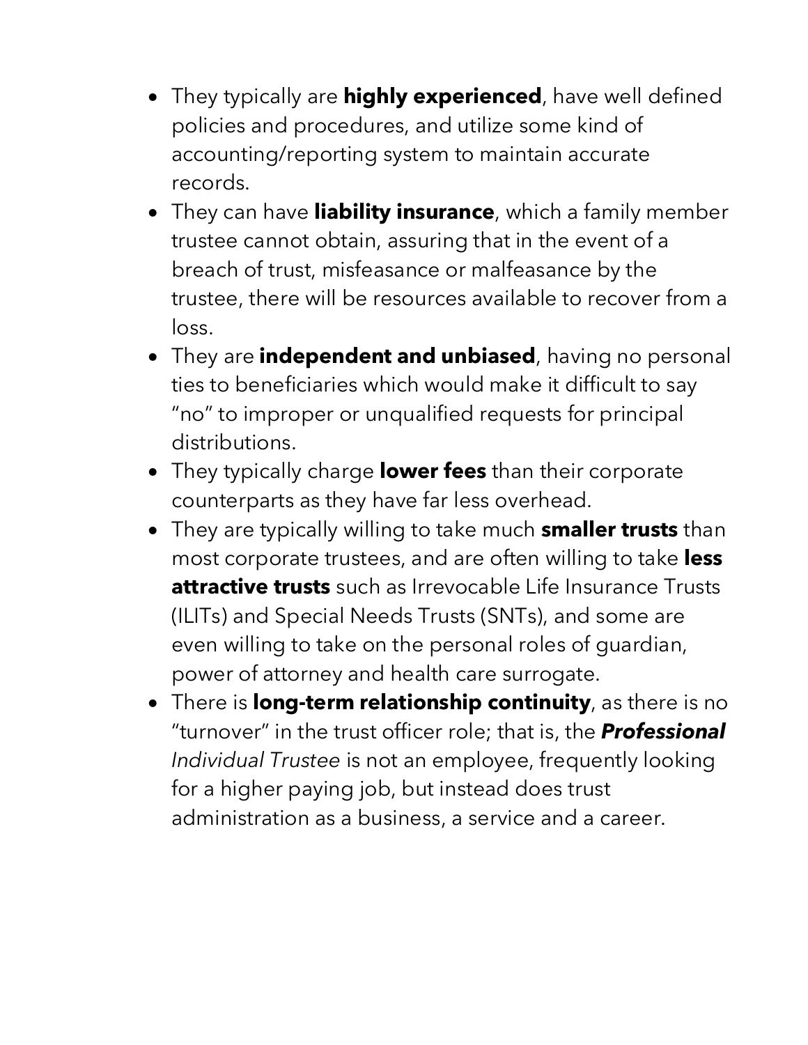- They typically are **highly experienced**, have well defined policies and procedures, and utilize some kind of accounting/reporting system to maintain accurate records.
- They can have **liability insurance**, which a family member trustee cannot obtain, assuring that in the event of a breach of trust, misfeasance or malfeasance by the trustee, there will be resources available to recover from a loss.
- They are **independent and unbiased**, having no personal ties to beneficiaries which would make it difficult to say "no" to improper or unqualified requests for principal distributions.
- They typically charge **lower fees** than their corporate counterparts as they have far less overhead.
- They are typically willing to take much **smaller trusts** than most corporate trustees, and are often willing to take **less attractive trusts** such as Irrevocable Life Insurance Trusts (ILITs) and Special Needs Trusts (SNTs), and some are even willing to take on the personal roles of guardian, power of attorney and health care surrogate.
- There is **long-term relationship continuity**, as there is no "turnover" in the trust officer role; that is, the ***Professional*** *Individual Trustee* is not an employee, frequently looking for a higher paying job, but instead does trust administration as a business, a service and a career.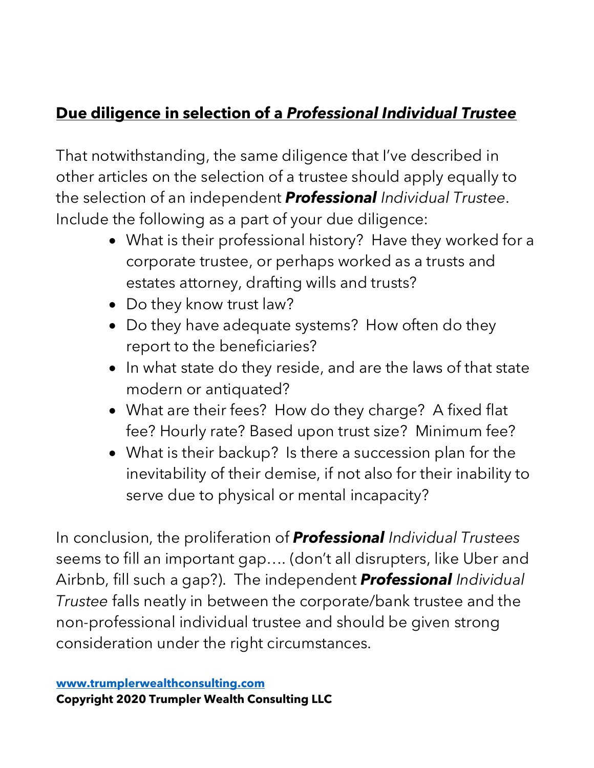## Due diligence in selection of a *Professional Individual Trustee*

That notwithstanding, the same diligence that I've described in other articles on the selection of a trustee should apply equally to the selection of an independent ***Professional*** *Individual Trustee*. Include the following as a part of your due diligence:

- What is their professional history? Have they worked for a corporate trustee, or perhaps worked as a trusts and estates attorney, drafting wills and trusts?
- Do they know trust law?
- Do they have adequate systems? How often do they report to the beneficiaries?
- In what state do they reside, and are the laws of that state modern or antiquated?
- What are their fees? How do they charge? A fixed flat fee? Hourly rate? Based upon trust size? Minimum fee?
- What is their backup? Is there a succession plan for the inevitability of their demise, if not also for their inability to serve due to physical or mental incapacity?

In conclusion, the proliferation of ***Professional*** *Individual Trustees* seems to fill an important gap…. (don't all disrupters, like Uber and Airbnb, fill such a gap?). The independent ***Professional*** *Individual Trustee* falls neatly in between the corporate/bank trustee and the non-professional individual trustee and should be given strong consideration under the right circumstances.

**www.trumplerwealthconsulting.com**
**Copyright 2020 Trumpler Wealth Consulting LLC**